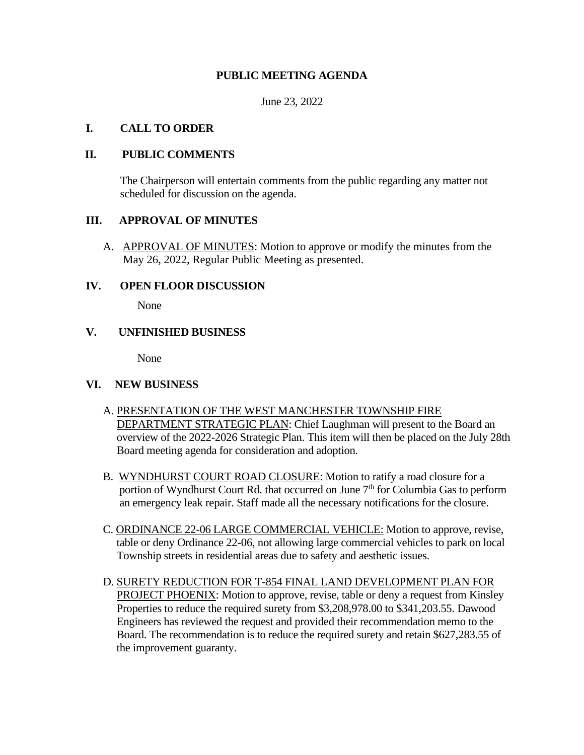# PUBLIC MEETING AGENDA

June 23, 2022

## I. CALL TO ORDER

## II. PUBLIC COMMENTS

The Chairperson will entertain comments from the public regarding any matter not scheduled for discussion on the agenda.

## III. APPROVAL OF MINUTES

A. APPROVAL OF MINUTES: Motion to approve or modify the minutes from the May 26, 2022, Regular Public Meeting as presented.

## IV. OPEN FLOOR DISCUSSION

None

## V. UNFINISHED BUSINESS

None

## VI. NEW BUSINESS

A. PRESENTATION OF THE WEST MANCHESTER TOWNSHIP FIRE DEPARTMENT STRATEGIC PLAN: Chief Laughman will present to the Board an overview of the 2022-2026 Strategic Plan. This item will then be placed on the July 28th Board meeting agenda for consideration and adoption.

B. WYNDHURST COURT ROAD CLOSURE: Motion to ratify a road closure for a portion of Wyndhurst Court Rd. that occurred on June 7th for Columbia Gas to perform an emergency leak repair. Staff made all the necessary notifications for the closure.

C. ORDINANCE 22-06 LARGE COMMERCIAL VEHICLE: Motion to approve, revise, table or deny Ordinance 22-06, not allowing large commercial vehicles to park on local Township streets in residential areas due to safety and aesthetic issues.

D. SURETY REDUCTION FOR T-854 FINAL LAND DEVELOPMENT PLAN FOR PROJECT PHOENIX: Motion to approve, revise, table or deny a request from Kinsley Properties to reduce the required surety from $3,208,978.00 to $341,203.55. Dawood Engineers has reviewed the request and provided their recommendation memo to the Board. The recommendation is to reduce the required surety and retain $627,283.55 of the improvement guaranty.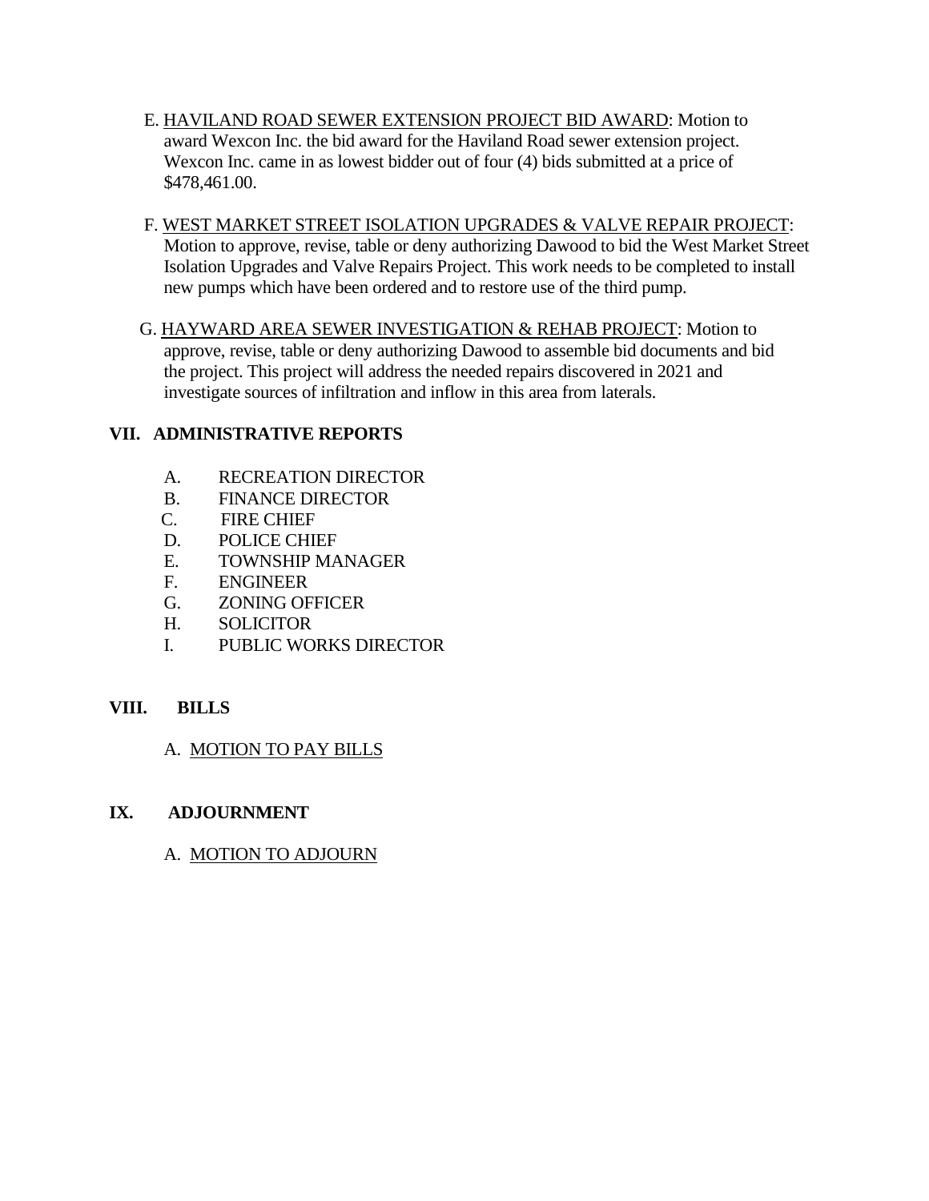E. HAVILAND ROAD SEWER EXTENSION PROJECT BID AWARD: Motion to award Wexcon Inc. the bid award for the Haviland Road sewer extension project. Wexcon Inc. came in as lowest bidder out of four (4) bids submitted at a price of $478,461.00.

F. WEST MARKET STREET ISOLATION UPGRADES & VALVE REPAIR PROJECT: Motion to approve, revise, table or deny authorizing Dawood to bid the West Market Street Isolation Upgrades and Valve Repairs Project. This work needs to be completed to install new pumps which have been ordered and to restore use of the third pump.

G. HAYWARD AREA SEWER INVESTIGATION & REHAB PROJECT: Motion to approve, revise, table or deny authorizing Dawood to assemble bid documents and bid the project. This project will address the needed repairs discovered in 2021 and investigate sources of infiltration and inflow in this area from laterals.

## VII. ADMINISTRATIVE REPORTS

A. RECREATION DIRECTOR
B. FINANCE DIRECTOR
C. FIRE CHIEF
D. POLICE CHIEF
E. TOWNSHIP MANAGER
F. ENGINEER
G. ZONING OFFICER
H. SOLICITOR
I. PUBLIC WORKS DIRECTOR

## VIII. BILLS

A. MOTION TO PAY BILLS

## IX. ADJOURNMENT

A. MOTION TO ADJOURN